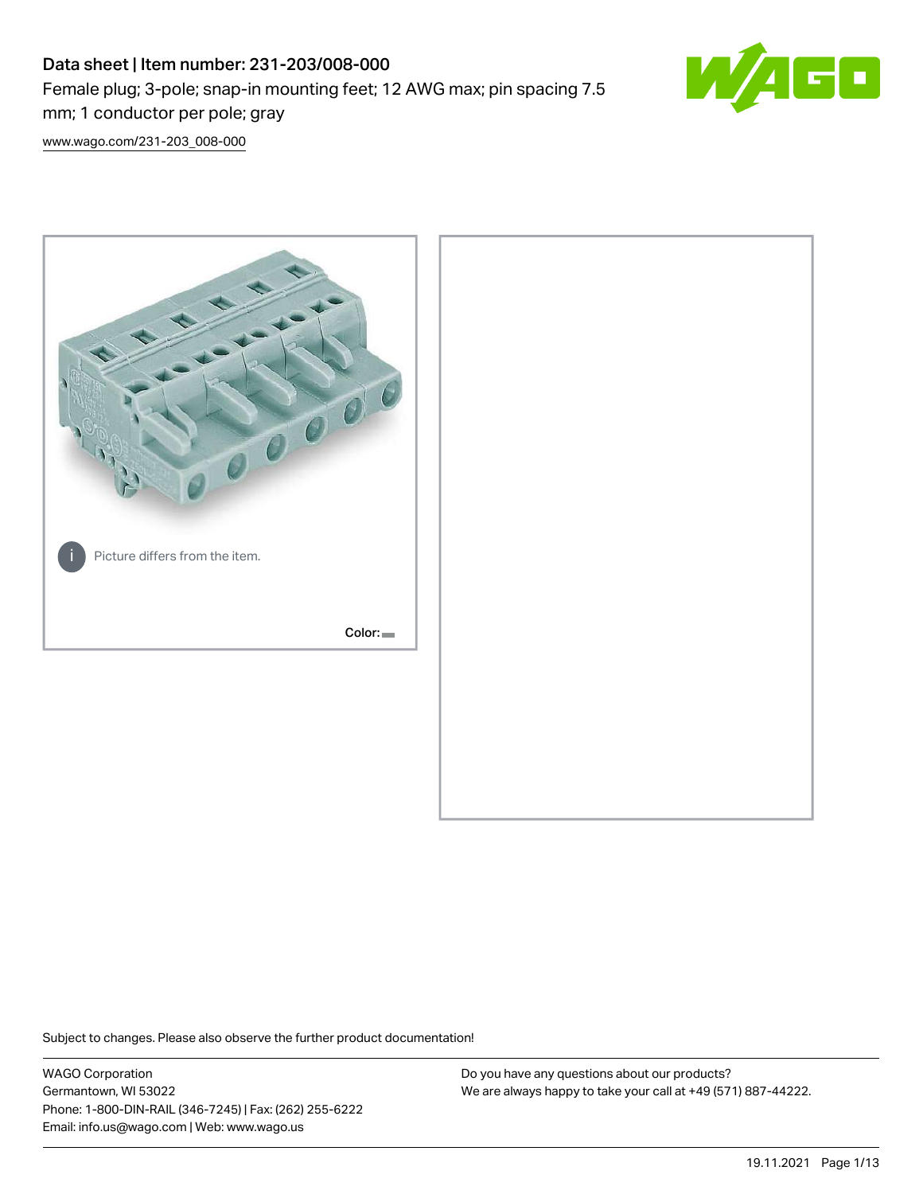# Data sheet | Item number: 231-203/008-000

Female plug; 3-pole; snap-in mounting feet; 12 AWG max; pin spacing 7.5 mm; 1 conductor per pole; gray

www.wago.com/231-203_008-000

Picture differs from the item.

Color:

Subject to changes. Please also observe the further product documentation!

WAGO Corporation
Germantown, WI 53022
Phone: 1-800-DIN-RAIL (346-7245) | Fax: (262) 255-6222
Email: info.us@wago.com | Web: www.wago.us

Do you have any questions about our products?
We are always happy to take your call at +49 (571) 887-44222.

19.11.2021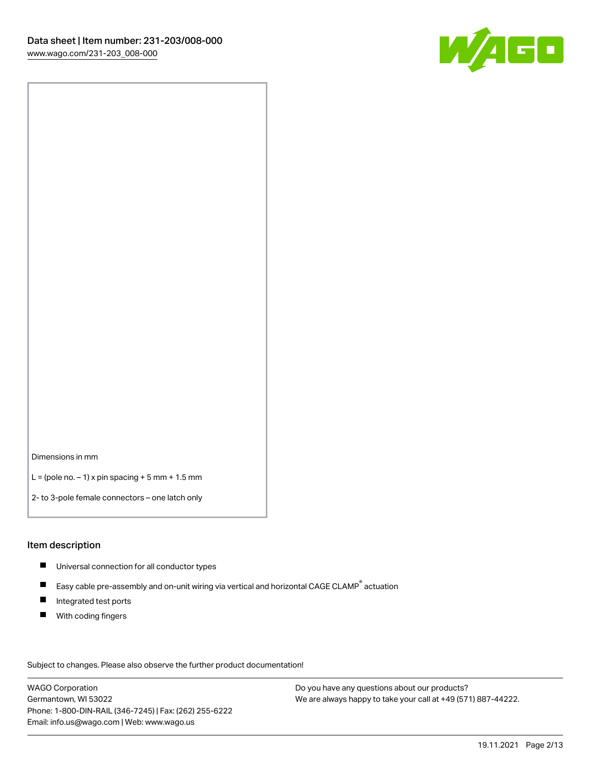Dimensions in mm

L = (pole no. – 1) x pin spacing + 5 mm + 1.5 mm

2- to 3-pole female connectors – one latch only

## Item description

- Universal connection for all conductor types
- Easy cable pre-assembly and on-unit wiring via vertical and horizontal CAGE CLAMP® actuation
- Integrated test ports
- With coding fingers

Subject to changes. Please also observe the further product documentation!

WAGO Corporation
Germantown, WI 53022
Phone: 1-800-DIN-RAIL (346-7245) | Fax: (262) 255-6222
Email: info.us@wago.com | Web: www.wago.us

Do you have any questions about our products?
We are always happy to take your call at +49 (571) 887-44222.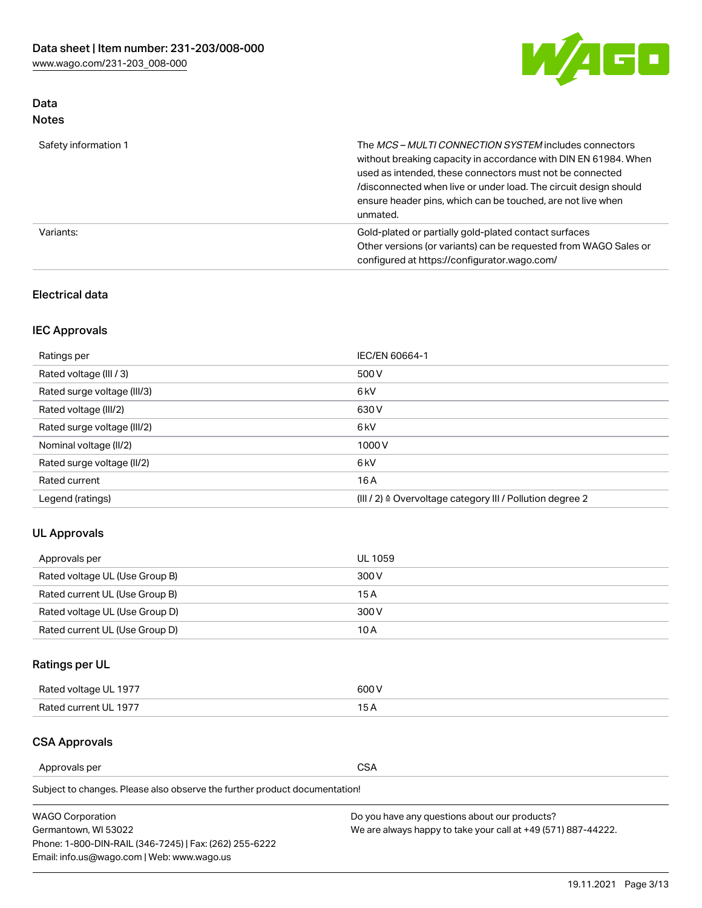## Data
### Notes

| | |
|---|---|
| Safety information 1 | The *MCS – MULTI CONNECTION SYSTEM* includes connectors without breaking capacity in accordance with DIN EN 61984. When used as intended, these connectors must not be connected /disconnected when live or under load. The circuit design should ensure header pins, which can be touched, are not live when unmated. |
| Variants: | Gold-plated or partially gold-plated contact surfaces<br>Other versions (or variants) can be requested from WAGO Sales or configured at https://configurator.wago.com/ |

## Electrical data

### IEC Approvals

| | |
|---|---|
| Ratings per | IEC/EN 60664-1 |
| Rated voltage (III / 3) | 500 V |
| Rated surge voltage (III/3) | 6 kV |
| Rated voltage (III/2) | 630 V |
| Rated surge voltage (III/2) | 6 kV |
| Nominal voltage (II/2) | 1000 V |
| Rated surge voltage (II/2) | 6 kV |
| Rated current | 16 A |
| Legend (ratings) | (III / 2) ≙ Overvoltage category III / Pollution degree 2 |

### UL Approvals

| | |
|---|---|
| Approvals per | UL 1059 |
| Rated voltage UL (Use Group B) | 300 V |
| Rated current UL (Use Group B) | 15 A |
| Rated voltage UL (Use Group D) | 300 V |
| Rated current UL (Use Group D) | 10 A |

### Ratings per UL

| | |
|---|---|
| Rated voltage UL 1977 | 600 V |
| Rated current UL 1977 | 15 A |

### CSA Approvals

| | |
|---|---|
| Approvals per | CSA |

Subject to changes. Please also observe the further product documentation!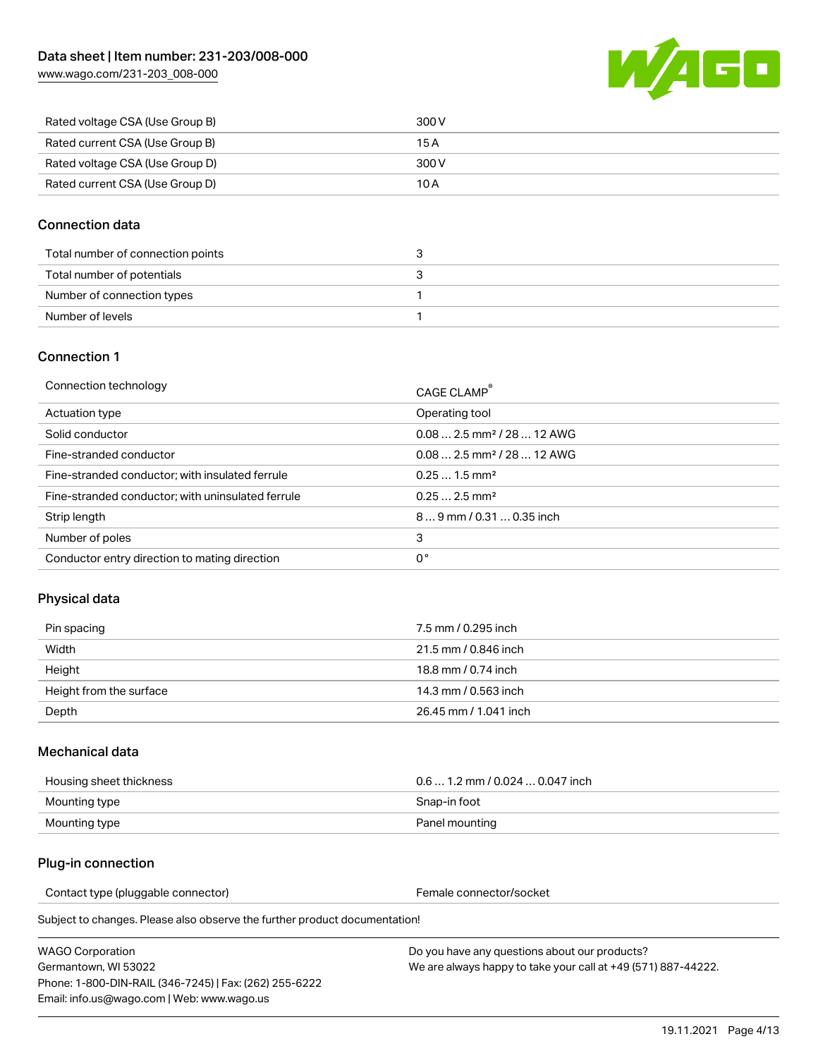| | |
|---|---|
| Rated voltage CSA (Use Group B) | 300 V |
| Rated current CSA (Use Group B) | 15 A |
| Rated voltage CSA (Use Group D) | 300 V |
| Rated current CSA (Use Group D) | 10 A |

## Connection data

| | |
|---|---|
| Total number of connection points | 3 |
| Total number of potentials | 3 |
| Number of connection types | 1 |
| Number of levels | 1 |

## Connection 1

| | |
|---|---|
| Connection technology | CAGE CLAMP® |
| Actuation type | Operating tool |
| Solid conductor | 0.08 … 2.5 mm² / 28 … 12 AWG |
| Fine-stranded conductor | 0.08 … 2.5 mm² / 28 … 12 AWG |
| Fine-stranded conductor; with insulated ferrule | 0.25 … 1.5 mm² |
| Fine-stranded conductor; with uninsulated ferrule | 0.25 … 2.5 mm² |
| Strip length | 8 … 9 mm / 0.31 … 0.35 inch |
| Number of poles | 3 |
| Conductor entry direction to mating direction | 0 ° |

## Physical data

| | |
|---|---|
| Pin spacing | 7.5 mm / 0.295 inch |
| Width | 21.5 mm / 0.846 inch |
| Height | 18.8 mm / 0.74 inch |
| Height from the surface | 14.3 mm / 0.563 inch |
| Depth | 26.45 mm / 1.041 inch |

## Mechanical data

| | |
|---|---|
| Housing sheet thickness | 0.6 … 1.2 mm / 0.024 … 0.047 inch |
| Mounting type | Snap-in foot |
| Mounting type | Panel mounting |

## Plug-in connection

| | |
|---|---|
| Contact type (pluggable connector) | Female connector/socket |

Subject to changes. Please also observe the further product documentation!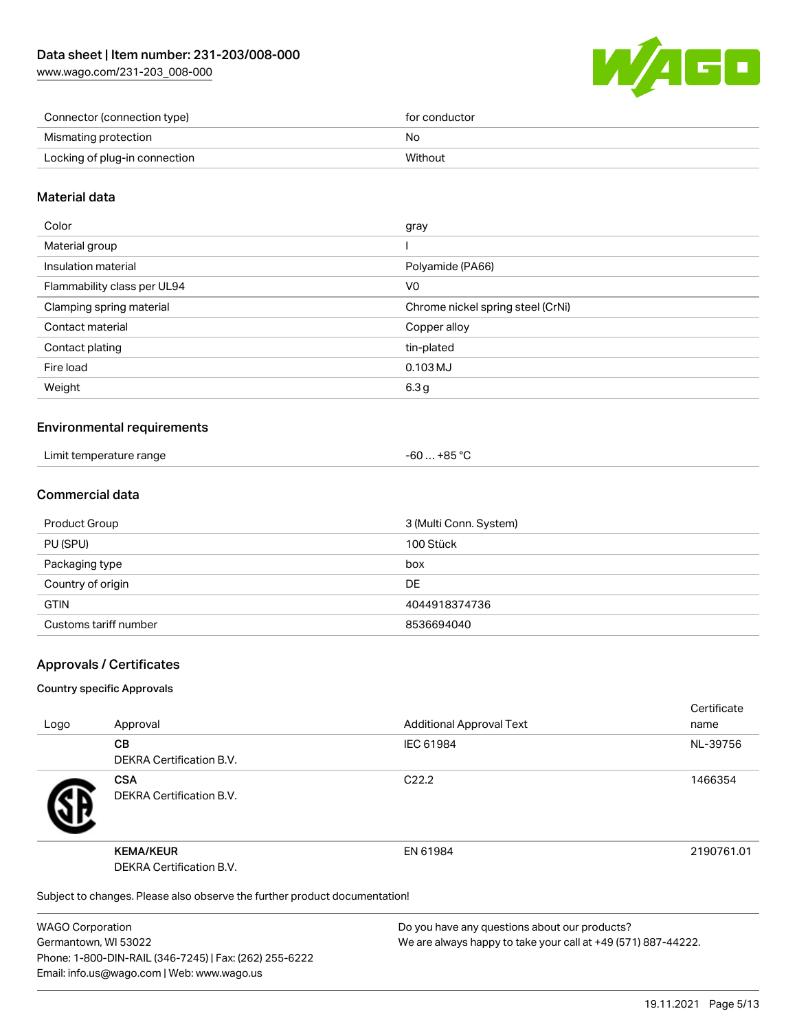| Connector (connection type) | for conductor |
| --- | --- |
| Mismating protection | No |
| Locking of plug-in connection | Without |

## Material data

| Color | gray |
| --- | --- |
| Material group | I |
| Insulation material | Polyamide (PA66) |
| Flammability class per UL94 | V0 |
| Clamping spring material | Chrome nickel spring steel (CrNi) |
| Contact material | Copper alloy |
| Contact plating | tin-plated |
| Fire load | 0.103 MJ |
| Weight | 6.3 g |

## Environmental requirements

| Limit temperature range | -60 … +85 °C |
| --- | --- |

## Commercial data

| Product Group | 3 (Multi Conn. System) |
| --- | --- |
| PU (SPU) | 100 Stück |
| Packaging type | box |
| Country of origin | DE |
| GTIN | 4044918374736 |
| Customs tariff number | 8536694040 |

## Approvals / Certificates

### Country specific Approvals

| Logo | Approval | Additional Approval Text | Certificate name |
| --- | --- | --- | --- |
| | **CB**<br>DEKRA Certification B.V. | IEC 61984 | NL-39756 |
| | **CSA**<br>DEKRA Certification B.V. | C22.2 | 1466354 |
| | **KEMA/KEUR**<br>DEKRA Certification B.V. | EN 61984 | 2190761.01 |

Subject to changes. Please also observe the further product documentation!

WAGO Corporation
Germantown, WI 53022
Phone: 1-800-DIN-RAIL (346-7245) | Fax: (262) 255-6222
Email: info.us@wago.com | Web: www.wago.us

Do you have any questions about our products?
We are always happy to take your call at +49 (571) 887-44222.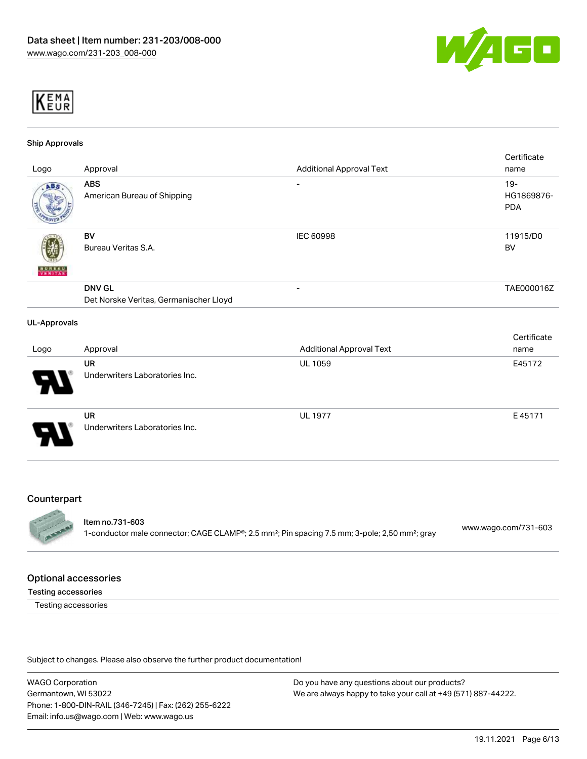KEMA EUR

### Ship Approvals

| Logo | Approval | Additional Approval Text | Certificate name |
|---|---|---|---|
| | **ABS** American Bureau of Shipping | - | 19-HG1869876-PDA |
| | **BV** Bureau Veritas S.A. | IEC 60998 | 11915/D0 BV |
| | **DNV GL** Det Norske Veritas, Germanischer Lloyd | - | TAE000016Z |

### UL-Approvals

| Logo | Approval | Additional Approval Text | Certificate name |
|---|---|---|---|
| | **UR** Underwriters Laboratories Inc. | UL 1059 | E45172 |
| | **UR** Underwriters Laboratories Inc. | UL 1977 | E 45171 |

## Counterpart

**Item no.731-603**
1-conductor male connector; CAGE CLAMP®; 2.5 mm²; Pin spacing 7.5 mm; 3-pole; 2,50 mm²; gray
www.wago.com/731-603

## Optional accessories

### Testing accessories

Testing accessories

Subject to changes. Please also observe the further product documentation!

WAGO Corporation
Germantown, WI 53022
Phone: 1-800-DIN-RAIL (346-7245) | Fax: (262) 255-6222
Email: info.us@wago.com | Web: www.wago.us

Do you have any questions about our products?
We are always happy to take your call at +49 (571) 887-44222.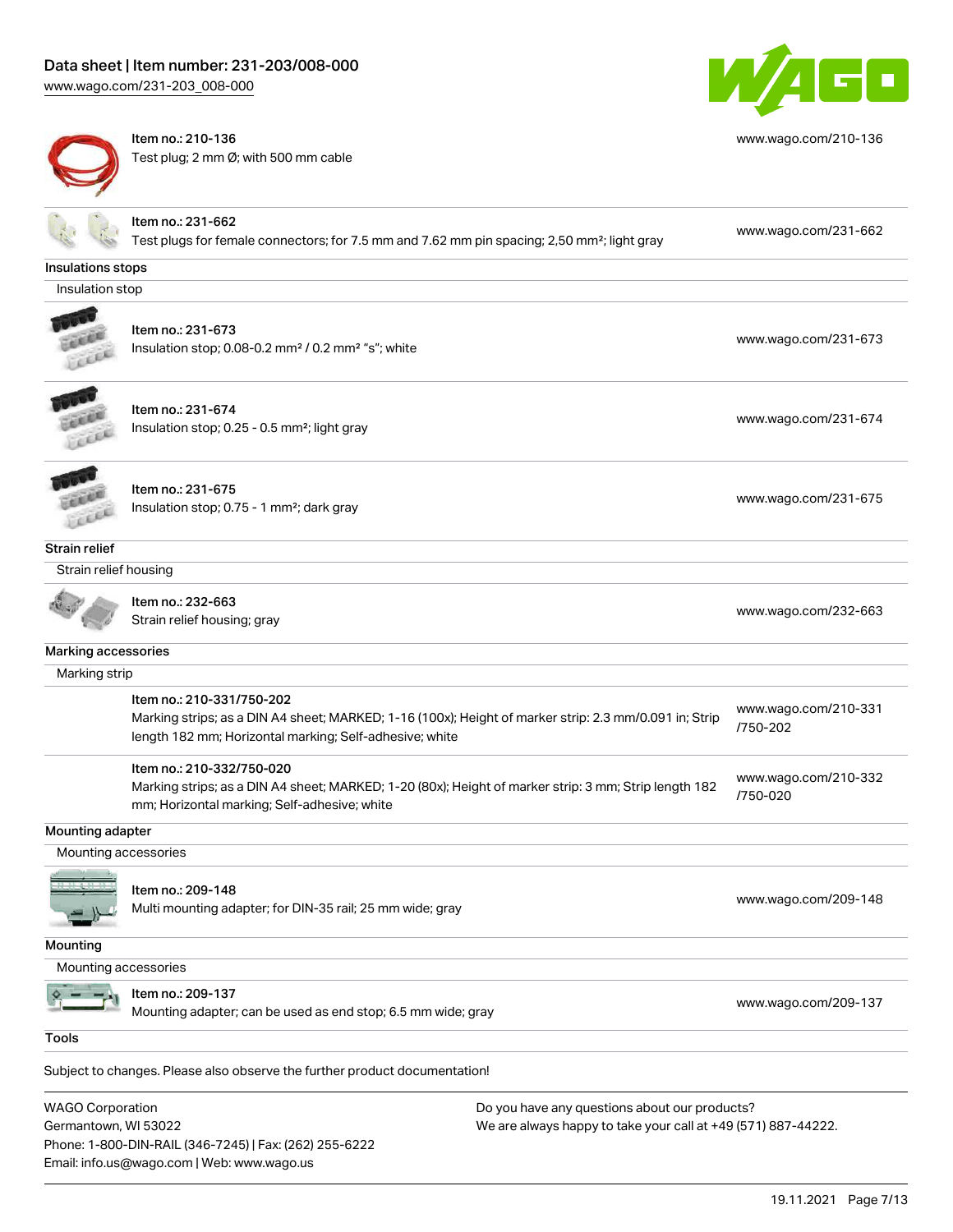| | | |
|---|---|---|
| | Item no.: 210-136<br>Test plug; 2 mm Ø; with 500 mm cable | www.wago.com/210-136 |
| | Item no.: 231-662<br>Test plugs for female connectors; for 7.5 mm and 7.62 mm pin spacing; 2,50 mm²; light gray | www.wago.com/231-662 |

**Insulations stops**

Insulation stop

| | | |
|---|---|---|
| | Item no.: 231-673<br>Insulation stop; 0.08-0.2 mm² / 0.2 mm² "s"; white | www.wago.com/231-673 |
| | Item no.: 231-674<br>Insulation stop; 0.25 - 0.5 mm²; light gray | www.wago.com/231-674 |
| | Item no.: 231-675<br>Insulation stop; 0.75 - 1 mm²; dark gray | www.wago.com/231-675 |

**Strain relief**

Strain relief housing

| | | |
|---|---|---|
| | Item no.: 232-663<br>Strain relief housing; gray | www.wago.com/232-663 |

**Marking accessories**

Marking strip

| | | |
|---|---|---|
| | Item no.: 210-331/750-202<br>Marking strips; as a DIN A4 sheet; MARKED; 1-16 (100x); Height of marker strip: 2.3 mm/0.091 in; Strip length 182 mm; Horizontal marking; Self-adhesive; white | www.wago.com/210-331/750-202 |
| | Item no.: 210-332/750-020<br>Marking strips; as a DIN A4 sheet; MARKED; 1-20 (80x); Height of marker strip: 3 mm; Strip length 182 mm; Horizontal marking; Self-adhesive; white | www.wago.com/210-332/750-020 |

**Mounting adapter**

Mounting accessories

| | | |
|---|---|---|
| | Item no.: 209-148<br>Multi mounting adapter; for DIN-35 rail; 25 mm wide; gray | www.wago.com/209-148 |

**Mounting**

Mounting accessories

| | | |
|---|---|---|
| | Item no.: 209-137<br>Mounting adapter; can be used as end stop; 6.5 mm wide; gray | www.wago.com/209-137 |

**Tools**

Subject to changes. Please also observe the further product documentation!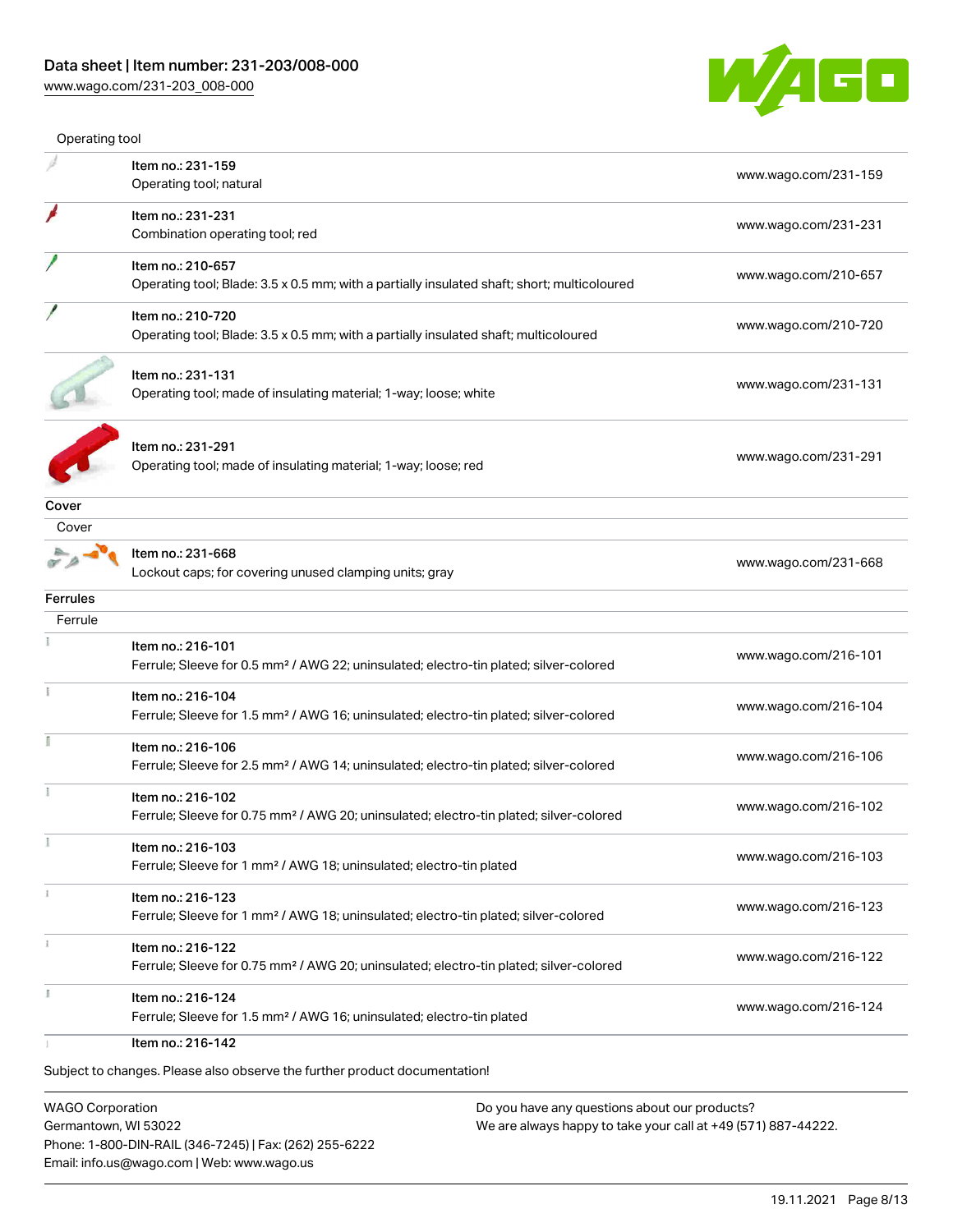Operating tool

| | | |
|---|---|---|
| | Item no.: 231-159<br>Operating tool; natural | www.wago.com/231-159 |
| | Item no.: 231-231<br>Combination operating tool; red | www.wago.com/231-231 |
| | Item no.: 210-657<br>Operating tool; Blade: 3.5 x 0.5 mm; with a partially insulated shaft; short; multicoloured | www.wago.com/210-657 |
| | Item no.: 210-720<br>Operating tool; Blade: 3.5 x 0.5 mm; with a partially insulated shaft; multicoloured | www.wago.com/210-720 |
| | Item no.: 231-131<br>Operating tool; made of insulating material; 1-way; loose; white | www.wago.com/231-131 |
| | Item no.: 231-291<br>Operating tool; made of insulating material; 1-way; loose; red | www.wago.com/231-291 |

**Cover**

Cover

| | | |
|---|---|---|
| | Item no.: 231-668<br>Lockout caps; for covering unused clamping units; gray | www.wago.com/231-668 |

**Ferrules**

Ferrule

| | | |
|---|---|---|
| | Item no.: 216-101<br>Ferrule; Sleeve for 0.5 mm² / AWG 22; uninsulated; electro-tin plated; silver-colored | www.wago.com/216-101 |
| | Item no.: 216-104<br>Ferrule; Sleeve for 1.5 mm² / AWG 16; uninsulated; electro-tin plated; silver-colored | www.wago.com/216-104 |
| | Item no.: 216-106<br>Ferrule; Sleeve for 2.5 mm² / AWG 14; uninsulated; electro-tin plated; silver-colored | www.wago.com/216-106 |
| | Item no.: 216-102<br>Ferrule; Sleeve for 0.75 mm² / AWG 20; uninsulated; electro-tin plated; silver-colored | www.wago.com/216-102 |
| | Item no.: 216-103<br>Ferrule; Sleeve for 1 mm² / AWG 18; uninsulated; electro-tin plated | www.wago.com/216-103 |
| | Item no.: 216-123<br>Ferrule; Sleeve for 1 mm² / AWG 18; uninsulated; electro-tin plated; silver-colored | www.wago.com/216-123 |
| | Item no.: 216-122<br>Ferrule; Sleeve for 0.75 mm² / AWG 20; uninsulated; electro-tin plated; silver-colored | www.wago.com/216-122 |
| | Item no.: 216-124<br>Ferrule; Sleeve for 1.5 mm² / AWG 16; uninsulated; electro-tin plated | www.wago.com/216-124 |
| | Item no.: 216-142 | |

Subject to changes. Please also observe the further product documentation!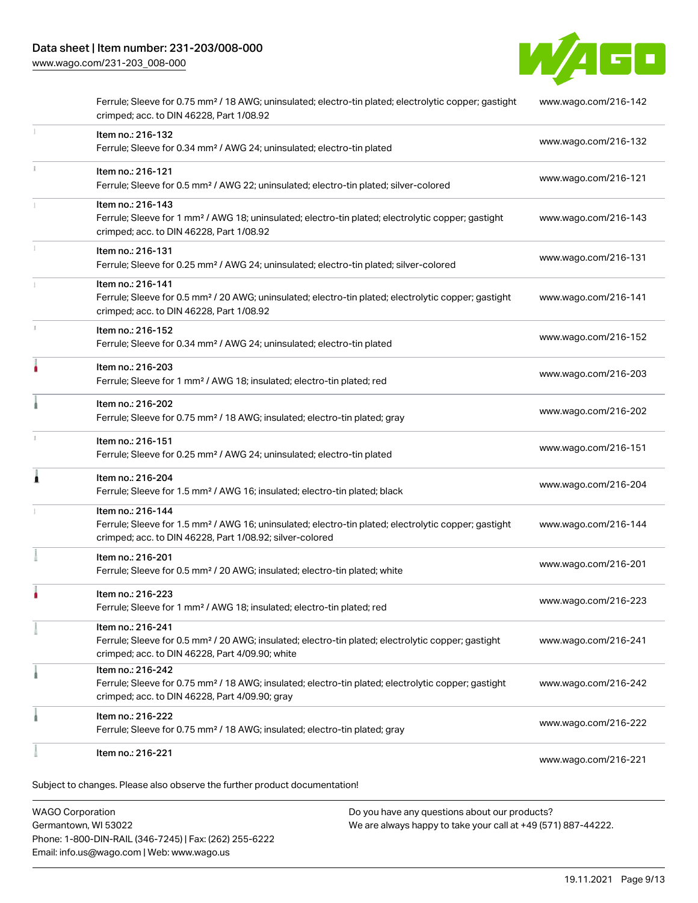| Description | Link |
| --- | --- |
| Ferrule; Sleeve for 0.75 mm² / 18 AWG; uninsulated; electro-tin plated; electrolytic copper; gastight crimped; acc. to DIN 46228, Part 1/08.92 | www.wago.com/216-142 |
| Item no.: 216-132<br>Ferrule; Sleeve for 0.34 mm² / AWG 24; uninsulated; electro-tin plated | www.wago.com/216-132 |
| Item no.: 216-121<br>Ferrule; Sleeve for 0.5 mm² / AWG 22; uninsulated; electro-tin plated; silver-colored | www.wago.com/216-121 |
| Item no.: 216-143<br>Ferrule; Sleeve for 1 mm² / AWG 18; uninsulated; electro-tin plated; electrolytic copper; gastight crimped; acc. to DIN 46228, Part 1/08.92 | www.wago.com/216-143 |
| Item no.: 216-131<br>Ferrule; Sleeve for 0.25 mm² / AWG 24; uninsulated; electro-tin plated; silver-colored | www.wago.com/216-131 |
| Item no.: 216-141<br>Ferrule; Sleeve for 0.5 mm² / 20 AWG; uninsulated; electro-tin plated; electrolytic copper; gastight crimped; acc. to DIN 46228, Part 1/08.92 | www.wago.com/216-141 |
| Item no.: 216-152<br>Ferrule; Sleeve for 0.34 mm² / AWG 24; uninsulated; electro-tin plated | www.wago.com/216-152 |
| Item no.: 216-203<br>Ferrule; Sleeve for 1 mm² / AWG 18; insulated; electro-tin plated; red | www.wago.com/216-203 |
| Item no.: 216-202<br>Ferrule; Sleeve for 0.75 mm² / 18 AWG; insulated; electro-tin plated; gray | www.wago.com/216-202 |
| Item no.: 216-151<br>Ferrule; Sleeve for 0.25 mm² / AWG 24; uninsulated; electro-tin plated | www.wago.com/216-151 |
| Item no.: 216-204<br>Ferrule; Sleeve for 1.5 mm² / AWG 16; insulated; electro-tin plated; black | www.wago.com/216-204 |
| Item no.: 216-144<br>Ferrule; Sleeve for 1.5 mm² / AWG 16; uninsulated; electro-tin plated; electrolytic copper; gastight crimped; acc. to DIN 46228, Part 1/08.92; silver-colored | www.wago.com/216-144 |
| Item no.: 216-201<br>Ferrule; Sleeve for 0.5 mm² / 20 AWG; insulated; electro-tin plated; white | www.wago.com/216-201 |
| Item no.: 216-223<br>Ferrule; Sleeve for 1 mm² / AWG 18; insulated; electro-tin plated; red | www.wago.com/216-223 |
| Item no.: 216-241<br>Ferrule; Sleeve for 0.5 mm² / 20 AWG; insulated; electro-tin plated; electrolytic copper; gastight crimped; acc. to DIN 46228, Part 4/09.90; white | www.wago.com/216-241 |
| Item no.: 216-242<br>Ferrule; Sleeve for 0.75 mm² / 18 AWG; insulated; electro-tin plated; electrolytic copper; gastight crimped; acc. to DIN 46228, Part 4/09.90; gray | www.wago.com/216-242 |
| Item no.: 216-222<br>Ferrule; Sleeve for 0.75 mm² / 18 AWG; insulated; electro-tin plated; gray | www.wago.com/216-222 |
| Item no.: 216-221 | www.wago.com/216-221 |

Subject to changes. Please also observe the further product documentation!

WAGO Corporation
Germantown, WI 53022
Phone: 1-800-DIN-RAIL (346-7245) | Fax: (262) 255-6222
Email: info.us@wago.com | Web: www.wago.us

Do you have any questions about our products?
We are always happy to take your call at +49 (571) 887-44222.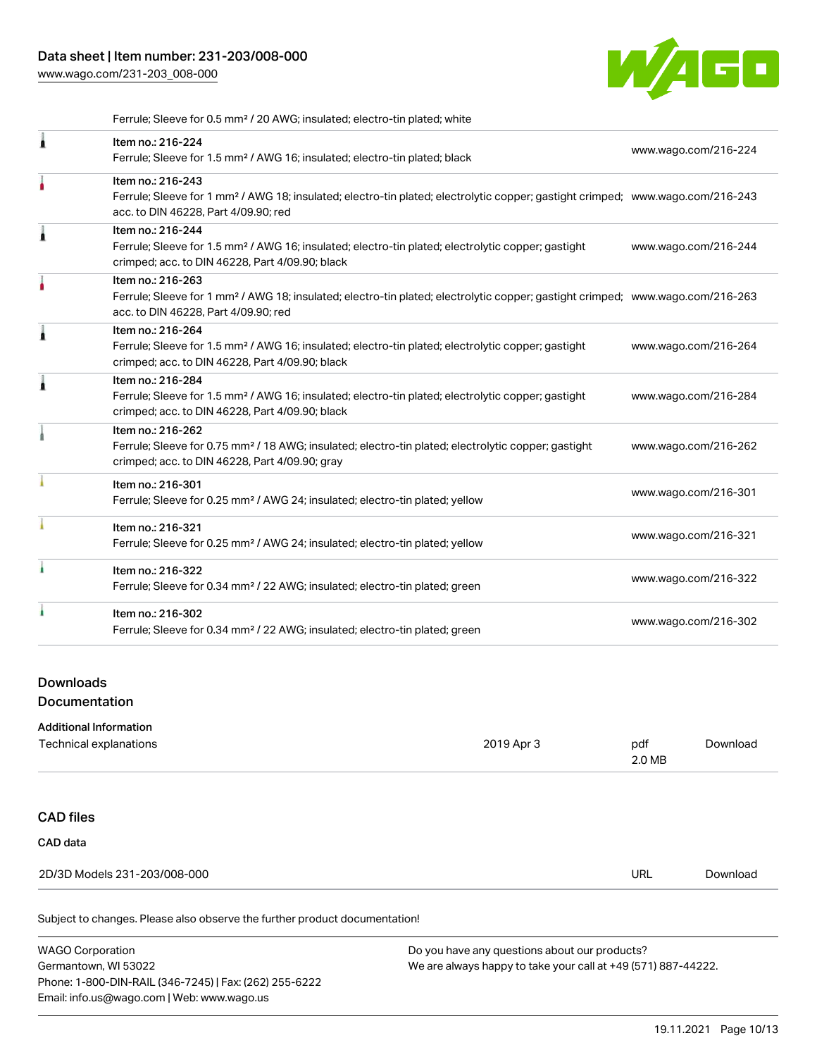Ferrule; Sleeve for 0.5 mm² / 20 AWG; insulated; electro-tin plated; white

| | | |
|---|---|---|
| | Item no.: 216-224<br>Ferrule; Sleeve for 1.5 mm² / AWG 16; insulated; electro-tin plated; black | www.wago.com/216-224 |
| | Item no.: 216-243<br>Ferrule; Sleeve for 1 mm² / AWG 18; insulated; electro-tin plated; electrolytic copper; gastight crimped; acc. to DIN 46228, Part 4/09.90; red | www.wago.com/216-243 |
| | Item no.: 216-244<br>Ferrule; Sleeve for 1.5 mm² / AWG 16; insulated; electro-tin plated; electrolytic copper; gastight crimped; acc. to DIN 46228, Part 4/09.90; black | www.wago.com/216-244 |
| | Item no.: 216-263<br>Ferrule; Sleeve for 1 mm² / AWG 18; insulated; electro-tin plated; electrolytic copper; gastight crimped; acc. to DIN 46228, Part 4/09.90; red | www.wago.com/216-263 |
| | Item no.: 216-264<br>Ferrule; Sleeve for 1.5 mm² / AWG 16; insulated; electro-tin plated; electrolytic copper; gastight crimped; acc. to DIN 46228, Part 4/09.90; black | www.wago.com/216-264 |
| | Item no.: 216-284<br>Ferrule; Sleeve for 1.5 mm² / AWG 16; insulated; electro-tin plated; electrolytic copper; gastight crimped; acc. to DIN 46228, Part 4/09.90; black | www.wago.com/216-284 |
| | Item no.: 216-262<br>Ferrule; Sleeve for 0.75 mm² / 18 AWG; insulated; electro-tin plated; electrolytic copper; gastight crimped; acc. to DIN 46228, Part 4/09.90; gray | www.wago.com/216-262 |
| | Item no.: 216-301<br>Ferrule; Sleeve for 0.25 mm² / AWG 24; insulated; electro-tin plated; yellow | www.wago.com/216-301 |
| | Item no.: 216-321<br>Ferrule; Sleeve for 0.25 mm² / AWG 24; insulated; electro-tin plated; yellow | www.wago.com/216-321 |
| | Item no.: 216-322<br>Ferrule; Sleeve for 0.34 mm² / 22 AWG; insulated; electro-tin plated; green | www.wago.com/216-322 |
| | Item no.: 216-302<br>Ferrule; Sleeve for 0.34 mm² / 22 AWG; insulated; electro-tin plated; green | www.wago.com/216-302 |

## Downloads

### Documentation

**Additional Information**

| | | | |
|---|---|---|---|
| Technical explanations | 2019 Apr 3 | pdf<br>2.0 MB | Download |

### CAD files

**CAD data**

| | | |
|---|---|---|
| 2D/3D Models 231-203/008-000 | URL | Download |

Subject to changes. Please also observe the further product documentation!

WAGO Corporation
Germantown, WI 53022
Phone: 1-800-DIN-RAIL (346-7245) | Fax: (262) 255-6222
Email: info.us@wago.com | Web: www.wago.us

Do you have any questions about our products?
We are always happy to take your call at +49 (571) 887-44222.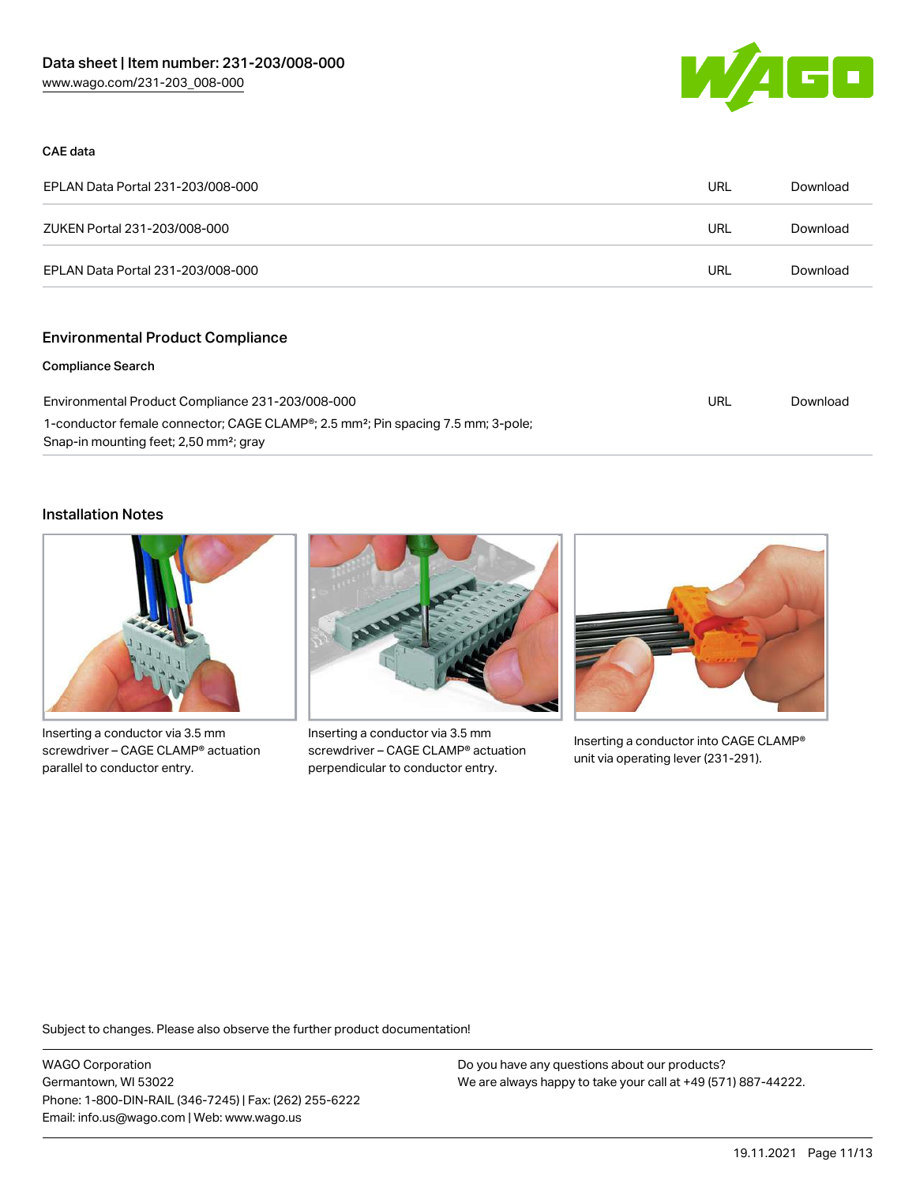### CAE data

| | | |
|---|---|---|
| EPLAN Data Portal 231-203/008-000 | URL | Download |
| ZUKEN Portal 231-203/008-000 | URL | Download |
| EPLAN Data Portal 231-203/008-000 | URL | Download |

## Environmental Product Compliance

### Compliance Search

| | | |
|---|---|---|
| Environmental Product Compliance 231-203/008-000<br>1-conductor female connector; CAGE CLAMP®; 2.5 mm²; Pin spacing 7.5 mm; 3-pole; Snap-in mounting feet; 2,50 mm²; gray | URL | Download |

## Installation Notes

Inserting a conductor via 3.5 mm screwdriver – CAGE CLAMP® actuation parallel to conductor entry.

Inserting a conductor via 3.5 mm screwdriver – CAGE CLAMP® actuation perpendicular to conductor entry.

Inserting a conductor into CAGE CLAMP® unit via operating lever (231-291).

Subject to changes. Please also observe the further product documentation!

WAGO Corporation
Germantown, WI 53022
Phone: 1-800-DIN-RAIL (346-7245) | Fax: (262) 255-6222
Email: info.us@wago.com | Web: www.wago.us

Do you have any questions about our products?
We are always happy to take your call at +49 (571) 887-44222.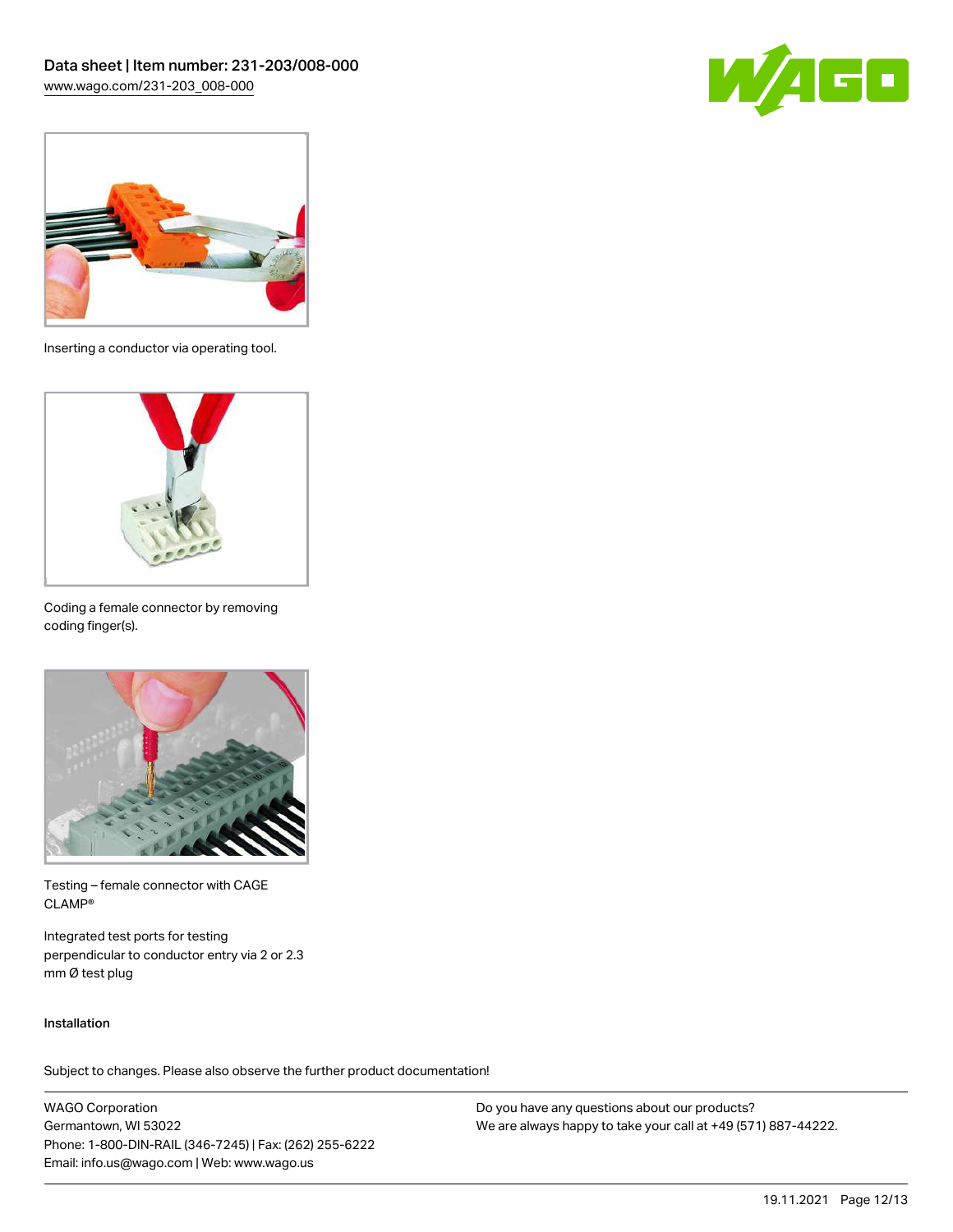Inserting a conductor via operating tool.

Coding a female connector by removing coding finger(s).

Testing – female connector with CAGE CLAMP®

Integrated test ports for testing perpendicular to conductor entry via 2 or 2.3 mm Ø test plug

Installation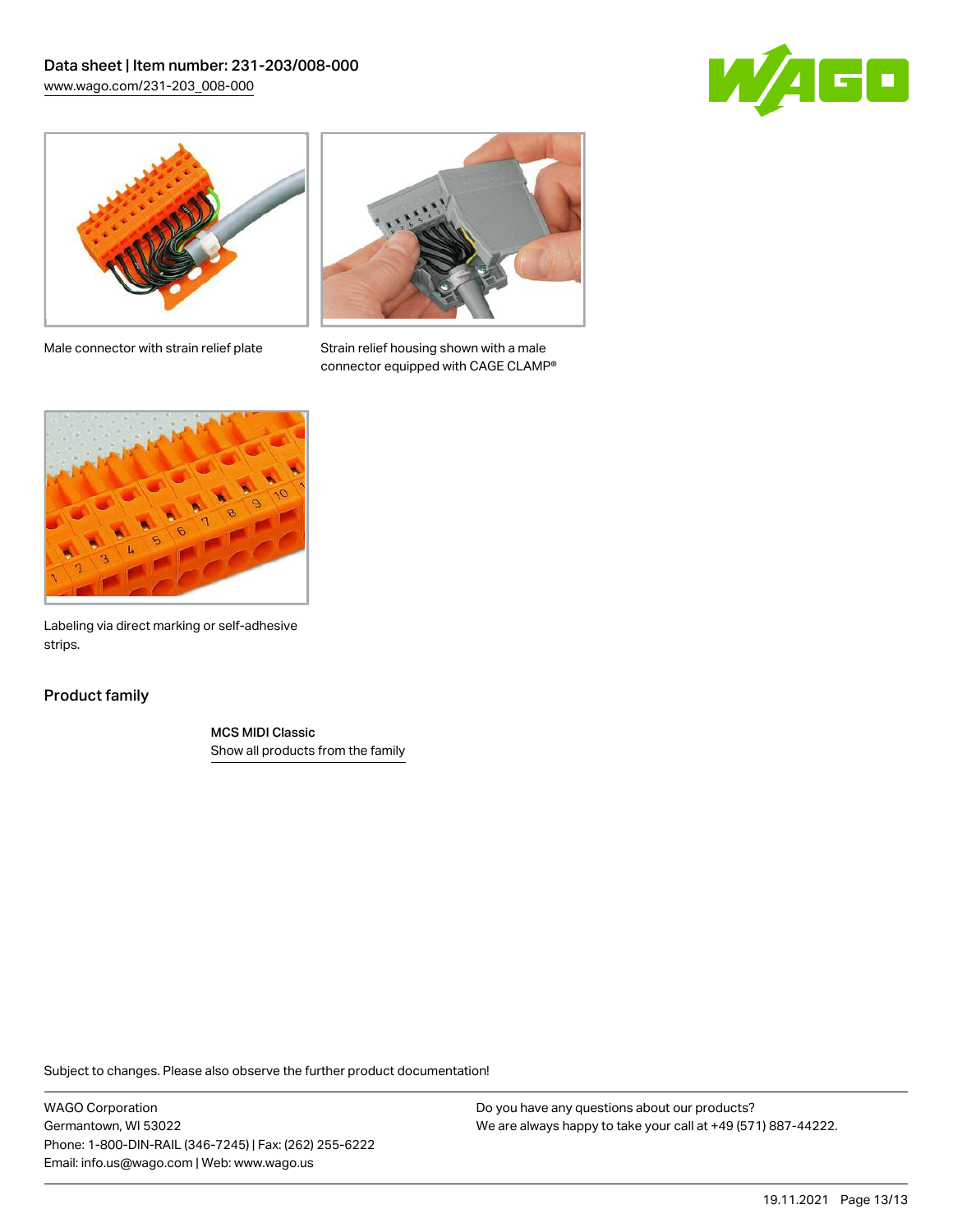Male connector with strain relief plate

Strain relief housing shown with a male connector equipped with CAGE CLAMP®

Labeling via direct marking or self-adhesive strips.

## Product family

MCS MIDI Classic
Show all products from the family

Subject to changes. Please also observe the further product documentation!

WAGO Corporation
Germantown, WI 53022
Phone: 1-800-DIN-RAIL (346-7245) | Fax: (262) 255-6222
Email: info.us@wago.com | Web: www.wago.us

Do you have any questions about our products?
We are always happy to take your call at +49 (571) 887-44222.